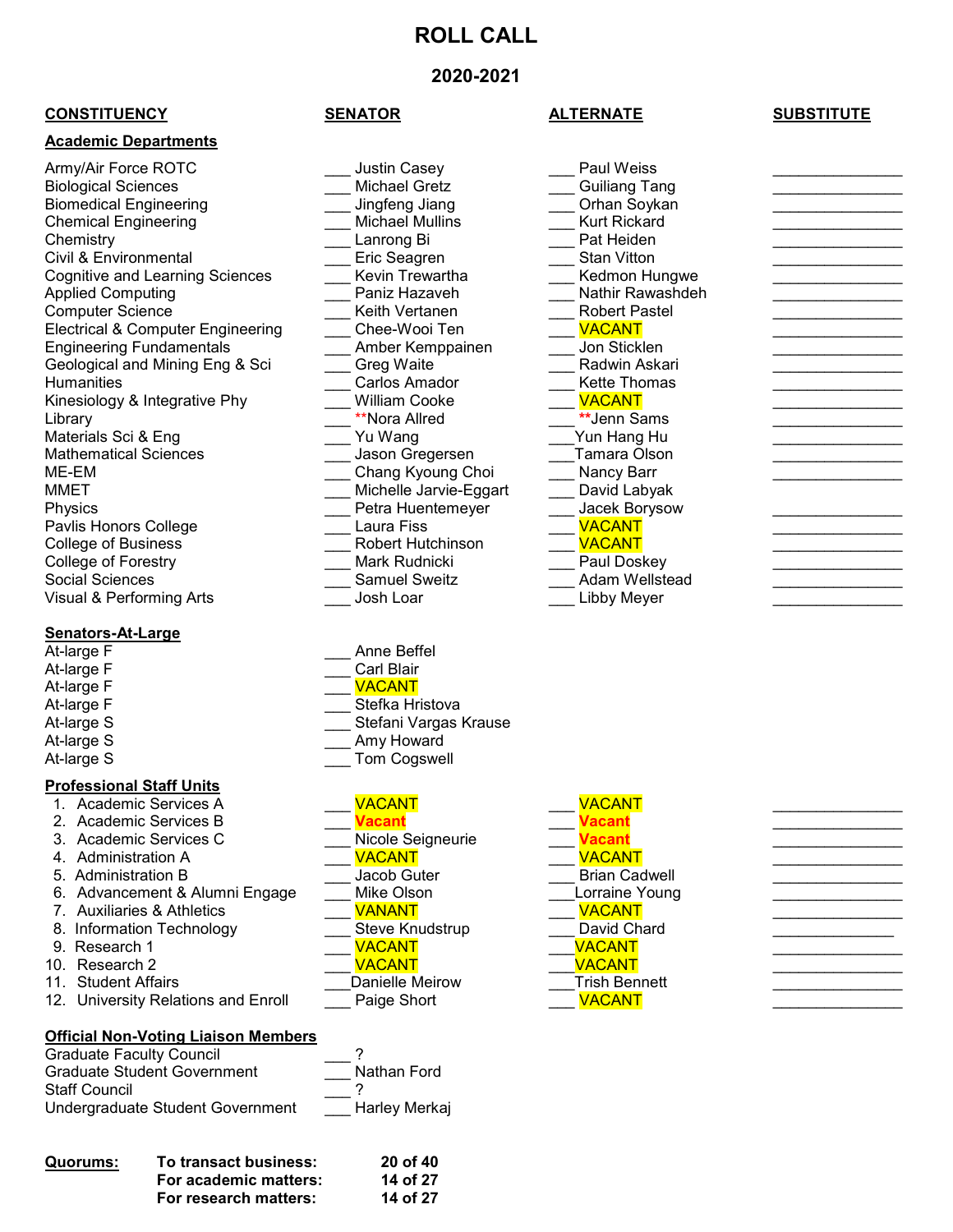# ROLL CALL

## 2020-2021

| CONSTITUENCY | SENATOR | ALTERNATE | SUBSTITUTE |
|---|---|---|---|
| **Academic Departments** | | | |
| Army/Air Force ROTC | ___ Justin Casey | ___ Paul Weiss | _______________ |
| Biological Sciences | ___ Michael Gretz | ___ Guiliang Tang | _______________ |
| Biomedical Engineering | ___ Jingfeng Jiang | ___ Orhan Soykan | _______________ |
| Chemical Engineering | ___ Michael Mullins | ___ Kurt Rickard | _______________ |
| Chemistry | ___ Lanrong Bi | ___ Pat Heiden | _______________ |
| Civil & Environmental | ___ Eric Seagren | ___ Stan Vitton | _______________ |
| Cognitive and Learning Sciences | ___ Kevin Trewartha | ___ Kedmon Hungwe | _______________ |
| Applied Computing | ___ Paniz Hazaveh | ___ Nathir Rawashdeh | _______________ |
| Computer Science | ___ Keith Vertanen | ___ Robert Pastel | _______________ |
| Electrical & Computer Engineering | ___ Chee-Wooi Ten | ___ VACANT | _______________ |
| Engineering Fundamentals | ___ Amber Kemppainen | ___ Jon Sticklen | _______________ |
| Geological and Mining Eng & Sci | ___ Greg Waite | ___ Radwin Askari | _______________ |
| Humanities | ___ Carlos Amador | ___ Kette Thomas | _______________ |
| Kinesiology & Integrative Phy | ___ William Cooke | ___ VACANT | _______________ |
| Library | ___ **Nora Allred | ___ **Jenn Sams | _______________ |
| Materials Sci & Eng | ___ Yu Wang | ___Yun Hang Hu | _______________ |
| Mathematical Sciences | ___ Jason Gregersen | ___Tamara Olson | _______________ |
| ME-EM | ___ Chang Kyoung Choi | ___ Nancy Barr | _______________ |
| MMET | ___ Michelle Jarvie-Eggart | ___ David Labyak | |
| Physics | ___ Petra Huentemeyer | ___ Jacek Borysow | _______________ |
| Pavlis Honors College | ___ Laura Fiss | ___ VACANT | _______________ |
| College of Business | ___ Robert Hutchinson | ___ VACANT | _______________ |
| College of Forestry | ___ Mark Rudnicki | ___ Paul Doskey | _______________ |
| Social Sciences | ___ Samuel Sweitz | ___ Adam Wellstead | _______________ |
| Visual & Performing Arts | ___ Josh Loar | ___ Libby Meyer | _______________ |
| **Senators-At-Large** | | | |
| At-large F | ___ Anne Beffel | | |
| At-large F | ___ Carl Blair | | |
| At-large F | ___ VACANT | | |
| At-large F | ___ Stefka Hristova | | |
| At-large S | ___ Stefani Vargas Krause | | |
| At-large S | ___ Amy Howard | | |
| At-large S | ___ Tom Cogswell | | |
| **Professional Staff Units** | | | |
| 1. Academic Services A | ___ VACANT | ___ VACANT | _______________ |
| 2. Academic Services B | ___ **Vacant** | ___ **Vacant** | _______________ |
| 3. Academic Services C | ___ Nicole Seigneurie | ___ **Vacant** | _______________ |
| 4. Administration A | ___ VACANT | ___ VACANT | _______________ |
| 5. Administration B | ___ Jacob Guter | ___ Brian Cadwell | _______________ |
| 6. Advancement & Alumni Engage | ___ Mike Olson | ___Lorraine Young | _______________ |
| 7. Auxiliaries & Athletics | ___ VANANT | ___ VACANT | _______________ |
| 8. Information Technology | ___ Steve Knudstrup | ___David Chard | ______________ |
| 9. Research 1 | ___ VACANT | ___VACANT | _______________ |
| 10. Research 2 | ___ VACANT | ___VACANT | _______________ |
| 11. Student Affairs | ___Danielle Meirow | ___Trish Bennett | _______________ |
| 12. University Relations and Enroll | ___ Paige Short | ___ VACANT | _______________ |
| **Official Non-Voting Liaison Members** | | | |
| Graduate Faculty Council | ___ ? | | |
| Graduate Student Government | ___ Nathan Ford | | |
| Staff Council | ___ ? | | |
| Undergraduate Student Government | ___ Harley Merkaj | | |

| **Quorums:** | | |
|---|---|---|
| | **To transact business:** | **20 of 40** |
| | **For academic matters:** | **14 of 27** |
| | **For research matters:** | **14 of 27** |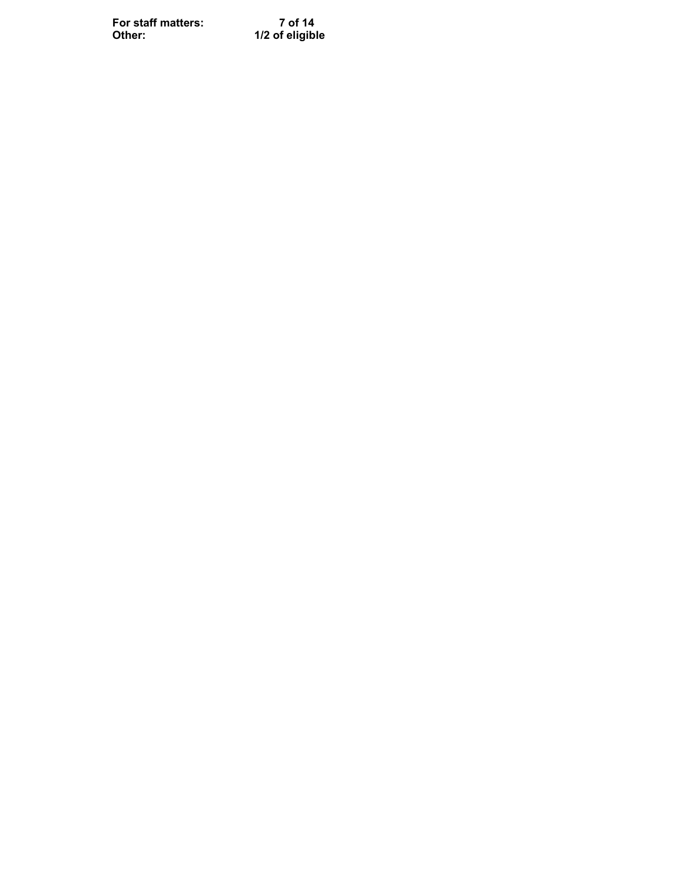| | |
|---|---|
| **For staff matters:** | **7 of 14** |
| **Other:** | **1/2 of eligible** |